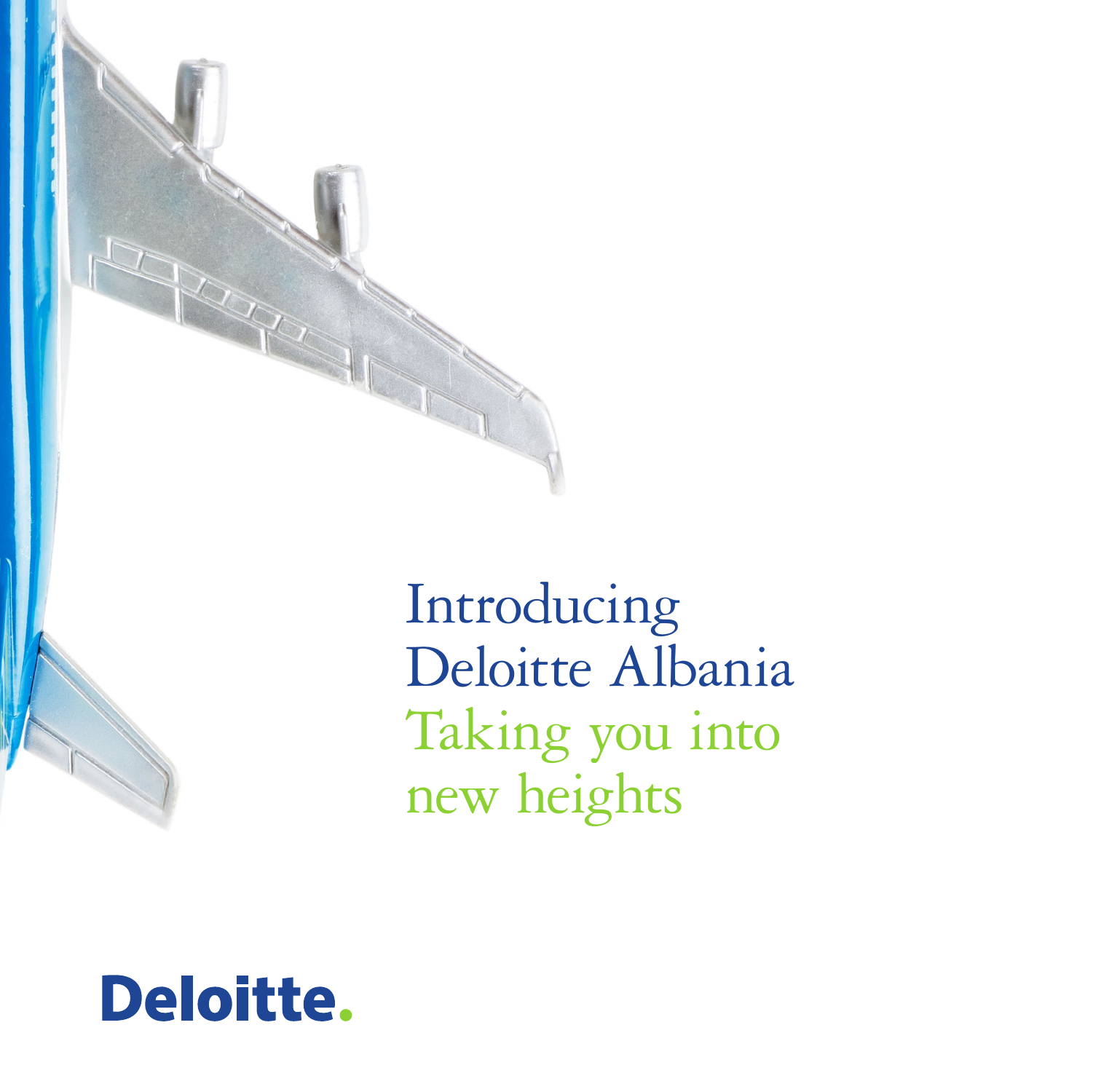# Introducing Deloitte Albania

## Taking you into new heights

Deloitte.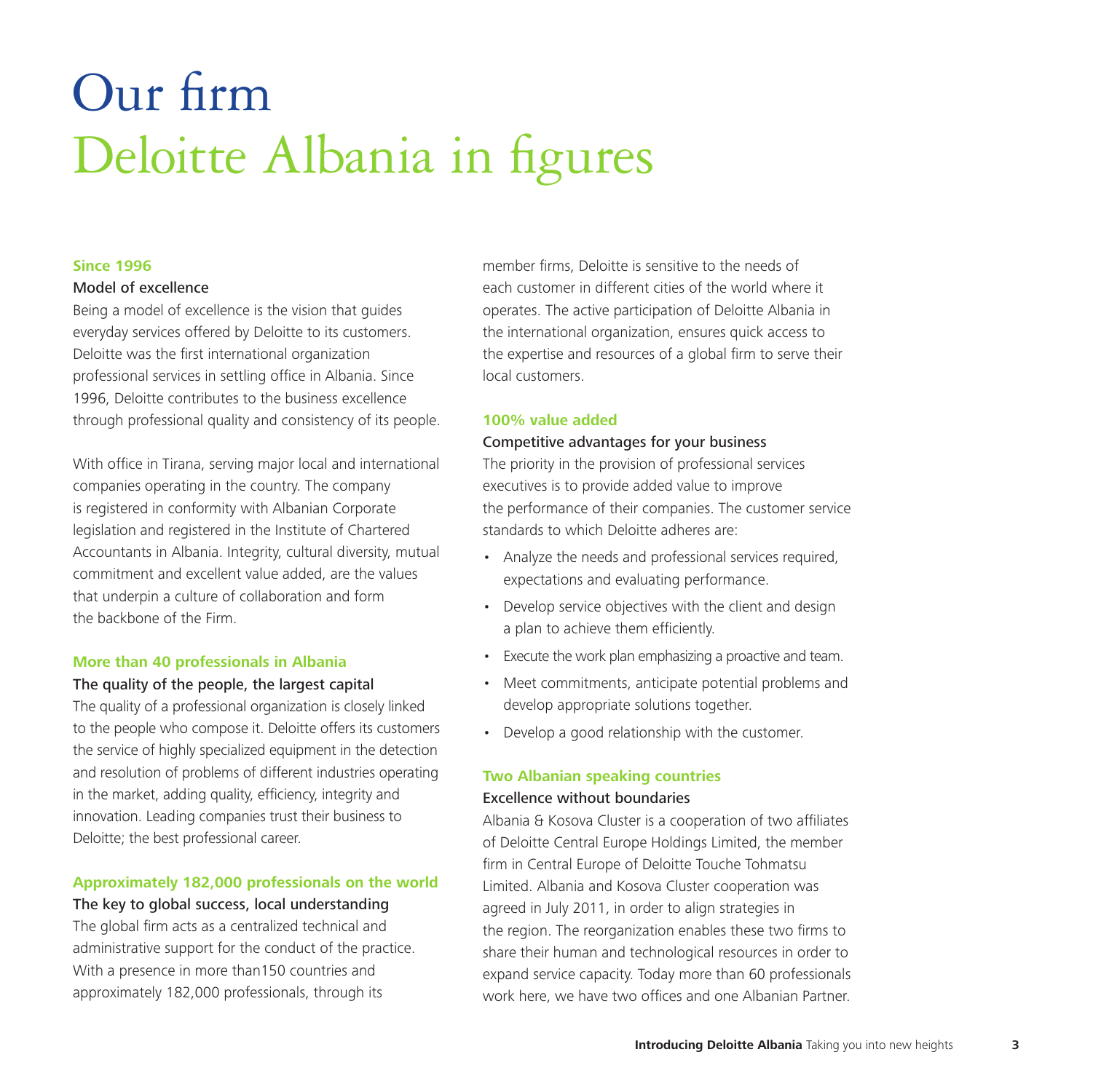# Our firm

## Deloitte Albania in figures

**Since 1996**

### Model of excellence

Being a model of excellence is the vision that guides everyday services offered by Deloitte to its customers. Deloitte was the first international organization professional services in settling office in Albania. Since 1996, Deloitte contributes to the business excellence through professional quality and consistency of its people.

With office in Tirana, serving major local and international companies operating in the country. The company is registered in conformity with Albanian Corporate legislation and registered in the Institute of Chartered Accountants in Albania. Integrity, cultural diversity, mutual commitment and excellent value added, are the values that underpin a culture of collaboration and form the backbone of the Firm.

**More than 40 professionals in Albania**

### The quality of the people, the largest capital

The quality of a professional organization is closely linked to the people who compose it. Deloitte offers its customers the service of highly specialized equipment in the detection and resolution of problems of different industries operating in the market, adding quality, efficiency, integrity and innovation. Leading companies trust their business to Deloitte; the best professional career.

**Approximately 182,000 professionals on the world**

### The key to global success, local understanding

The global firm acts as a centralized technical and administrative support for the conduct of the practice. With a presence in more than150 countries and approximately 182,000 professionals, through its member firms, Deloitte is sensitive to the needs of each customer in different cities of the world where it operates. The active participation of Deloitte Albania in the international organization, ensures quick access to the expertise and resources of a global firm to serve their local customers.

**100% value added**

### Competitive advantages for your business

The priority in the provision of professional services executives is to provide added value to improve the performance of their companies. The customer service standards to which Deloitte adheres are:

- Analyze the needs and professional services required, expectations and evaluating performance.
- Develop service objectives with the client and design a plan to achieve them efficiently.
- Execute the work plan emphasizing a proactive and team.
- Meet commitments, anticipate potential problems and develop appropriate solutions together.
- Develop a good relationship with the customer.

**Two Albanian speaking countries**

### Excellence without boundaries

Albania & Kosova Cluster is a cooperation of two affiliates of Deloitte Central Europe Holdings Limited, the member firm in Central Europe of Deloitte Touche Tohmatsu Limited. Albania and Kosova Cluster cooperation was agreed in July 2011, in order to align strategies in the region. The reorganization enables these two firms to share their human and technological resources in order to expand service capacity. Today more than 60 professionals work here, we have two offices and one Albanian Partner.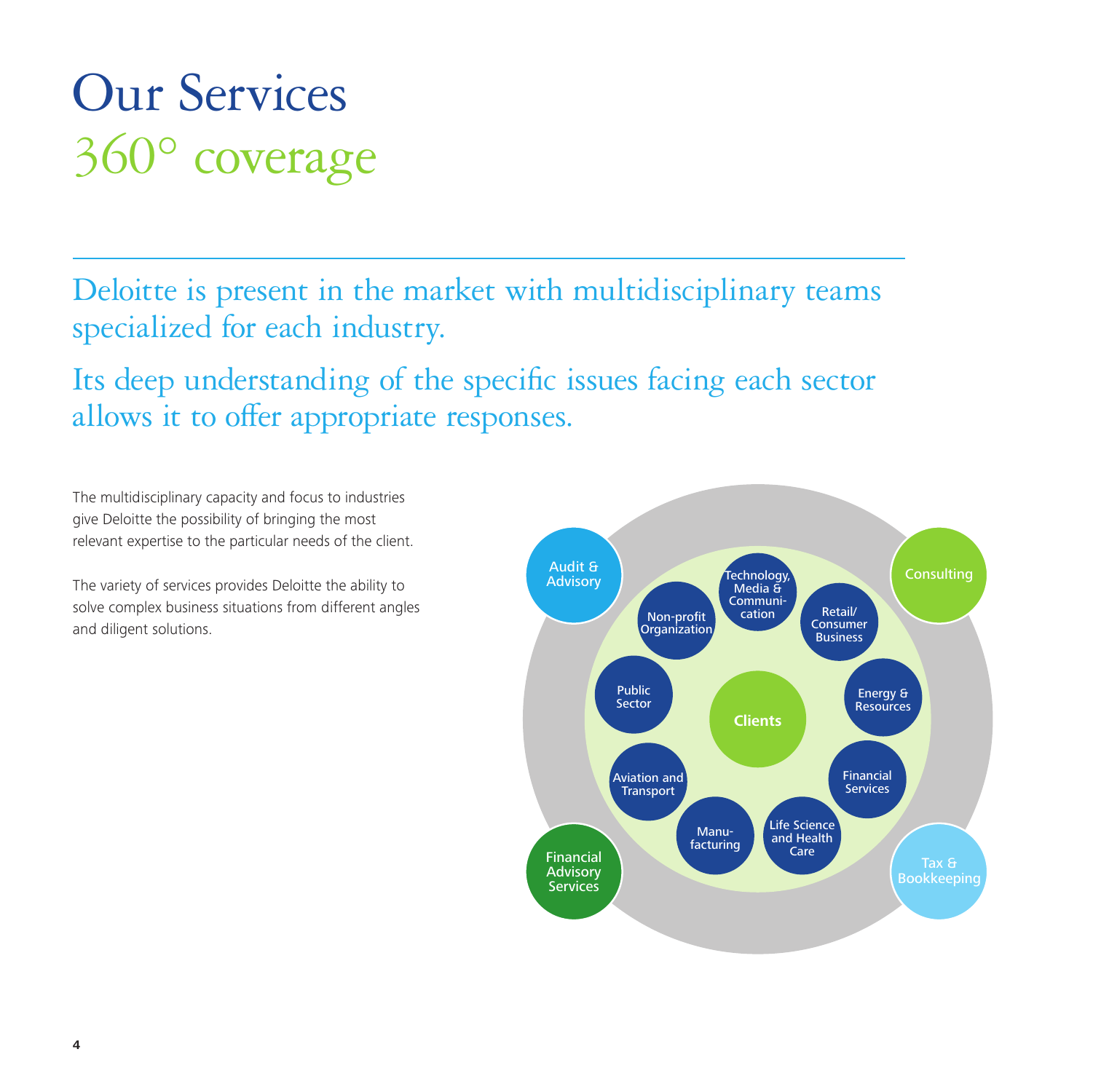# Our Services

## 360° coverage

Deloitte is present in the market with multidisciplinary teams specialized for each industry.

Its deep understanding of the specific issues facing each sector allows it to offer appropriate responses.

The multidisciplinary capacity and focus to industries give Deloitte the possibility of bringing the most relevant expertise to the particular needs of the client.

The variety of services provides Deloitte the ability to solve complex business situations from different angles and diligent solutions.

Audit & Advisory

Consulting

Financial Advisory Services

Tax & Bookkeeping

Clients

Technology, Media & Communi-cation

Retail/ Consumer Business

Energy & Resources

Financial Services

Life Science and Health Care

Manu-facturing

Aviation and Transport

Public Sector

Non-profit Organization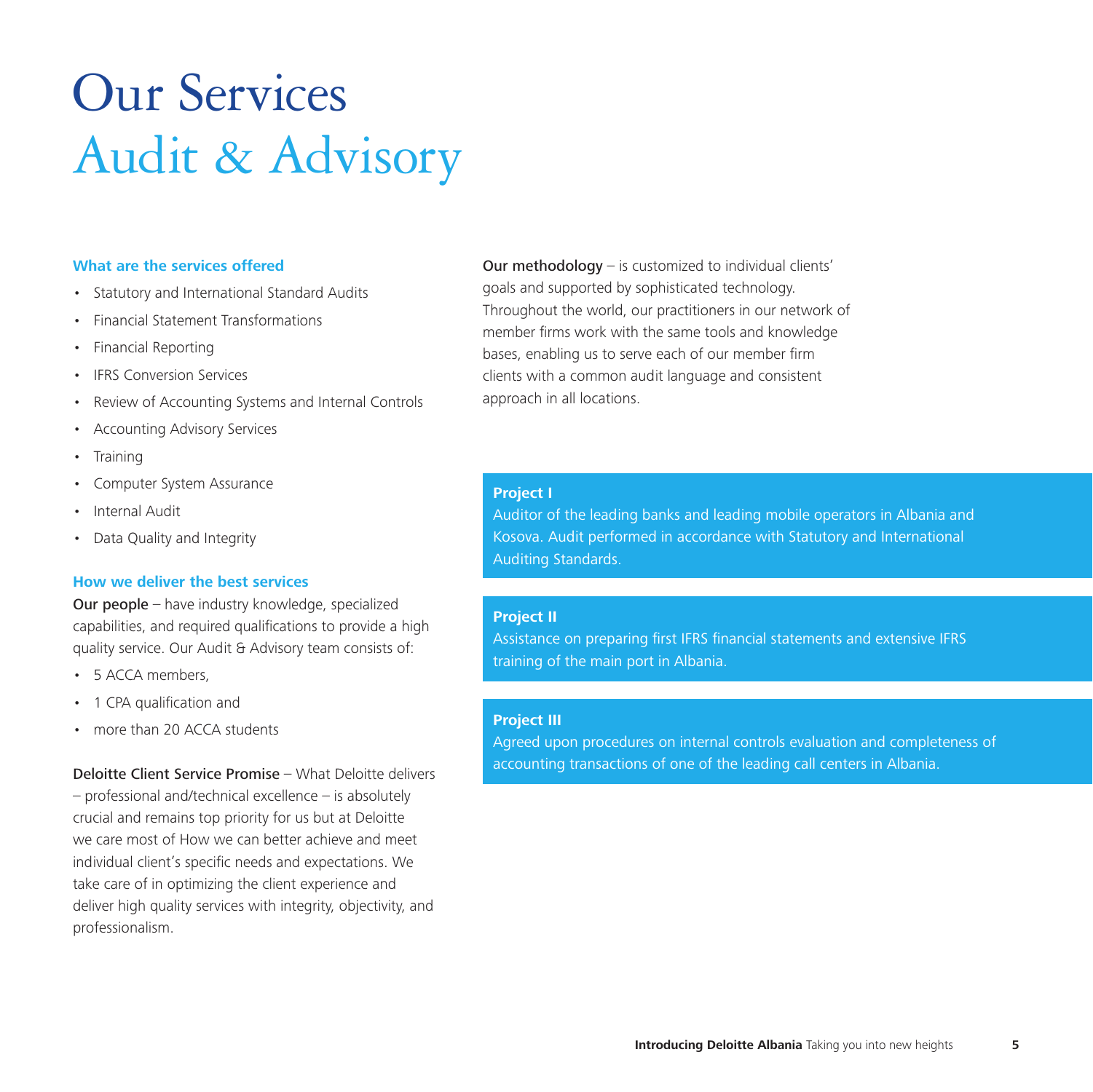# Our Services
## Audit & Advisory

### What are the services offered

- Statutory and International Standard Audits
- Financial Statement Transformations
- Financial Reporting
- IFRS Conversion Services
- Review of Accounting Systems and Internal Controls
- Accounting Advisory Services
- Training
- Computer System Assurance
- Internal Audit
- Data Quality and Integrity

### How we deliver the best services

**Our people** – have industry knowledge, specialized capabilities, and required qualifications to provide a high quality service. Our Audit & Advisory team consists of:

- 5 ACCA members,
- 1 CPA qualification and
- more than 20 ACCA students

**Deloitte Client Service Promise** – What Deloitte delivers – professional and/technical excellence – is absolutely crucial and remains top priority for us but at Deloitte we care most of How we can better achieve and meet individual client's specific needs and expectations. We take care of in optimizing the client experience and deliver high quality services with integrity, objectivity, and professionalism.

**Our methodology** – is customized to individual clients' goals and supported by sophisticated technology. Throughout the world, our practitioners in our network of member firms work with the same tools and knowledge bases, enabling us to serve each of our member firm clients with a common audit language and consistent approach in all locations.

**Project I**
Auditor of the leading banks and leading mobile operators in Albania and Kosova. Audit performed in accordance with Statutory and International Auditing Standards.

**Project II**
Assistance on preparing first IFRS financial statements and extensive IFRS training of the main port in Albania.

**Project III**
Agreed upon procedures on internal controls evaluation and completeness of accounting transactions of one of the leading call centers in Albania.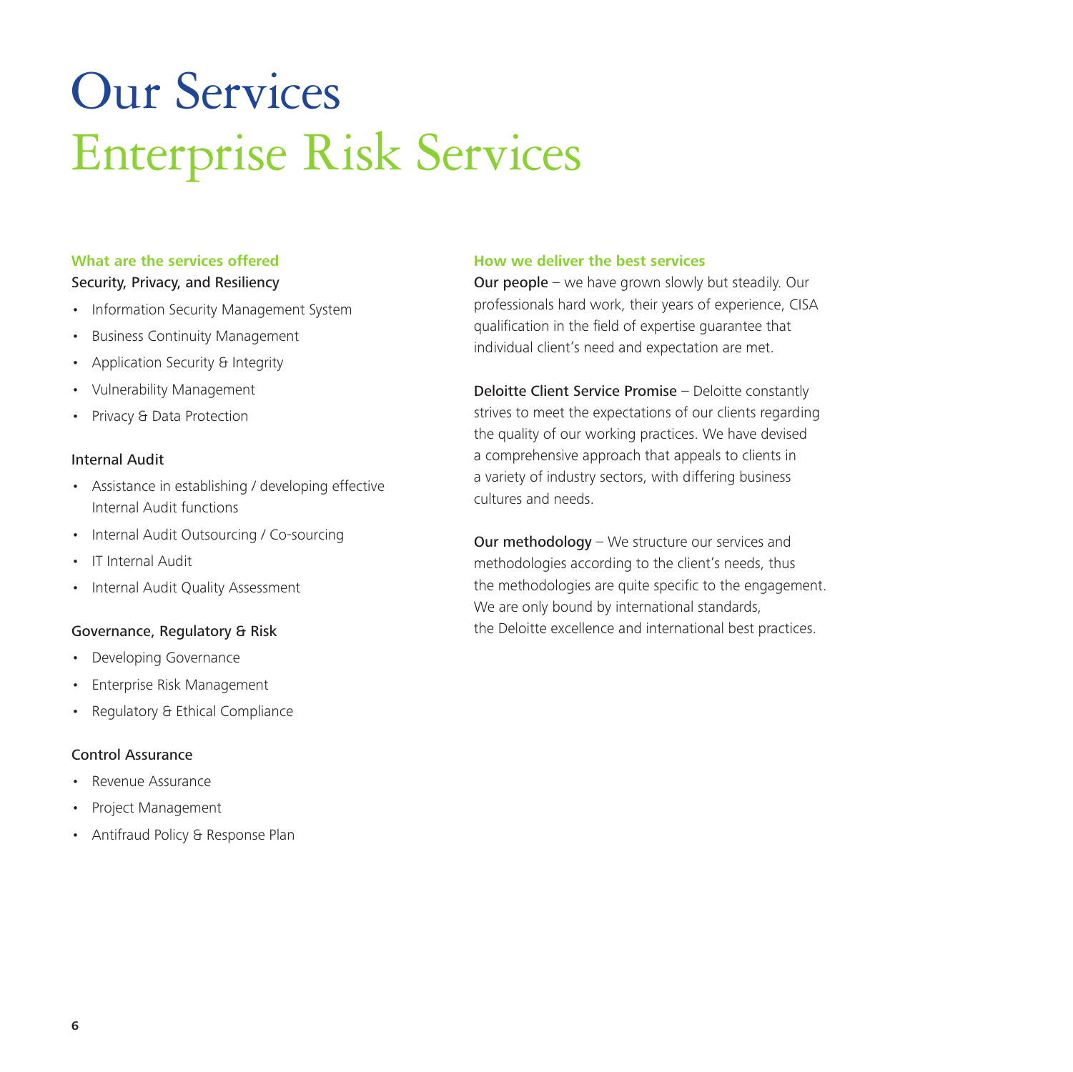# Our Services

## Enterprise Risk Services

### What are the services offered

**Security, Privacy, and Resiliency**

- Information Security Management System
- Business Continuity Management
- Application Security & Integrity
- Vulnerability Management
- Privacy & Data Protection

**Internal Audit**

- Assistance in establishing / developing effective Internal Audit functions
- Internal Audit Outsourcing / Co-sourcing
- IT Internal Audit
- Internal Audit Quality Assessment

**Governance, Regulatory & Risk**

- Developing Governance
- Enterprise Risk Management
- Regulatory & Ethical Compliance

**Control Assurance**

- Revenue Assurance
- Project Management
- Antifraud Policy & Response Plan

### How we deliver the best services

**Our people** – we have grown slowly but steadily. Our professionals hard work, their years of experience, CISA qualification in the field of expertise guarantee that individual client's need and expectation are met.

**Deloitte Client Service Promise** – Deloitte constantly strives to meet the expectations of our clients regarding the quality of our working practices. We have devised a comprehensive approach that appeals to clients in a variety of industry sectors, with differing business cultures and needs.

**Our methodology** – We structure our services and methodologies according to the client's needs, thus the methodologies are quite specific to the engagement. We are only bound by international standards, the Deloitte excellence and international best practices.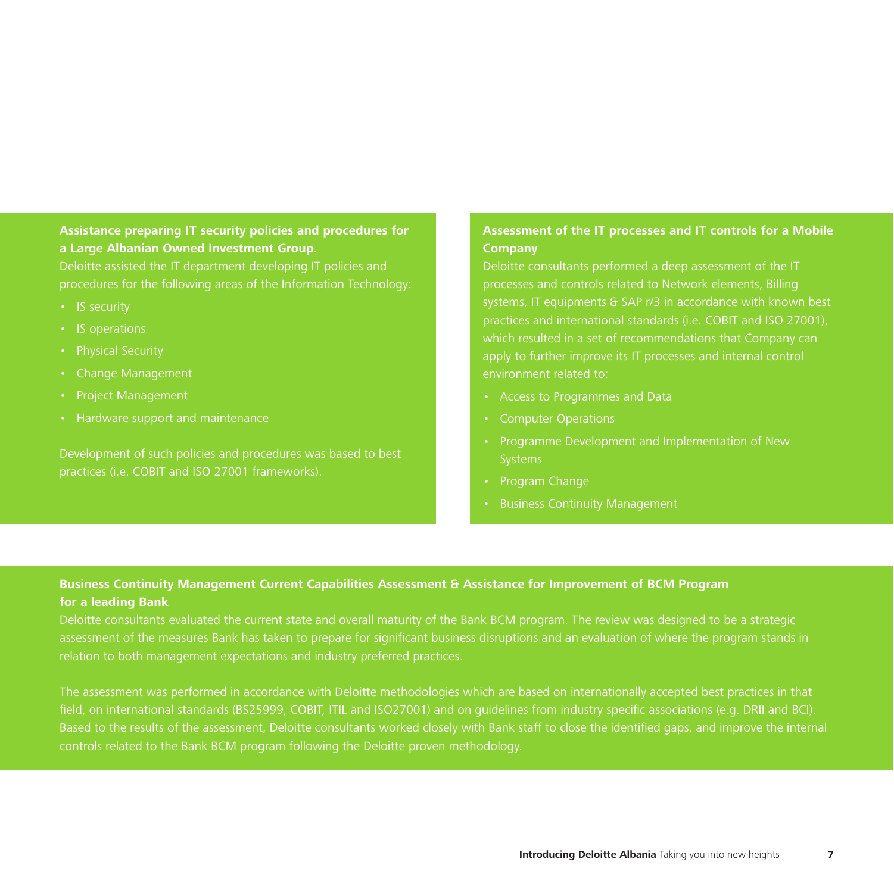### Assistance preparing IT security policies and procedures for a Large Albanian Owned Investment Group.

Deloitte assisted the IT department developing IT policies and procedures for the following areas of the Information Technology:

- IS security
- IS operations
- Physical Security
- Change Management
- Project Management
- Hardware support and maintenance

Development of such policies and procedures was based to best practices (i.e. COBIT and ISO 27001 frameworks).

### Assessment of the IT processes and IT controls for a Mobile Company

Deloitte consultants performed a deep assessment of the IT processes and controls related to Network elements, Billing systems, IT equipments & SAP r/3 in accordance with known best practices and international standards (i.e. COBIT and ISO 27001), which resulted in a set of recommendations that Company can apply to further improve its IT processes and internal control environment related to:

- Access to Programmes and Data
- Computer Operations
- Programme Development and Implementation of New Systems
- Program Change
- Business Continuity Management

### Business Continuity Management Current Capabilities Assessment & Assistance for Improvement of BCM Program for a leading Bank

Deloitte consultants evaluated the current state and overall maturity of the Bank BCM program. The review was designed to be a strategic assessment of the measures Bank has taken to prepare for significant business disruptions and an evaluation of where the program stands in relation to both management expectations and industry preferred practices.

The assessment was performed in accordance with Deloitte methodologies which are based on internationally accepted best practices in that field, on international standards (BS25999, COBIT, ITIL and ISO27001) and on guidelines from industry specific associations (e.g. DRII and BCI). Based to the results of the assessment, Deloitte consultants worked closely with Bank staff to close the identified gaps, and improve the internal controls related to the Bank BCM program following the Deloitte proven methodology.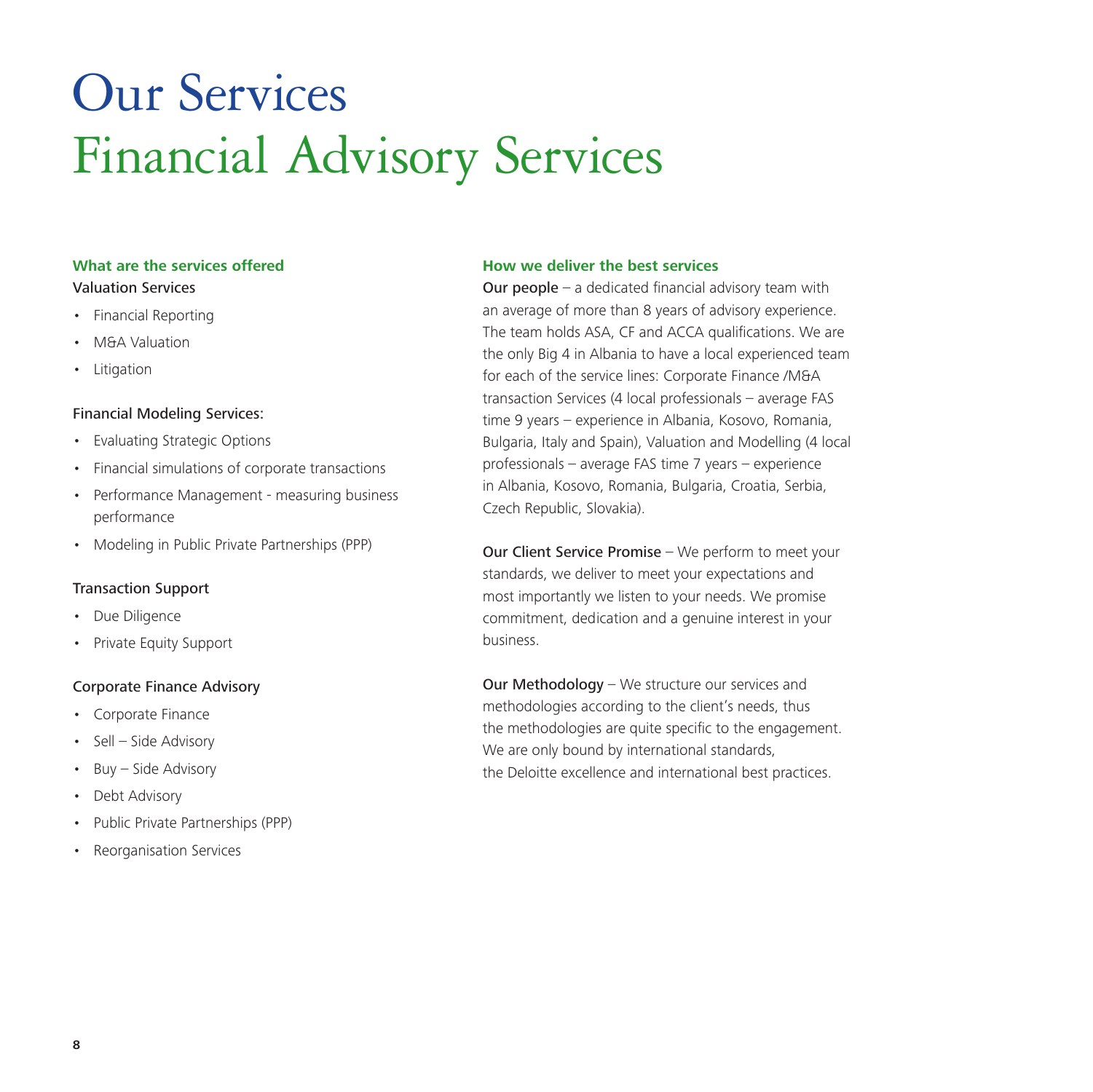# Our Services

## Financial Advisory Services

### What are the services offered

**Valuation Services**

- Financial Reporting
- M&A Valuation
- Litigation

**Financial Modeling Services:**

- Evaluating Strategic Options
- Financial simulations of corporate transactions
- Performance Management - measuring business performance
- Modeling in Public Private Partnerships (PPP)

**Transaction Support**

- Due Diligence
- Private Equity Support

**Corporate Finance Advisory**

- Corporate Finance
- Sell – Side Advisory
- Buy – Side Advisory
- Debt Advisory
- Public Private Partnerships (PPP)
- Reorganisation Services

### How we deliver the best services

**Our people** – a dedicated financial advisory team with an average of more than 8 years of advisory experience. The team holds ASA, CF and ACCA qualifications. We are the only Big 4 in Albania to have a local experienced team for each of the service lines: Corporate Finance /M&A transaction Services (4 local professionals – average FAS time 9 years – experience in Albania, Kosovo, Romania, Bulgaria, Italy and Spain), Valuation and Modelling (4 local professionals – average FAS time 7 years – experience in Albania, Kosovo, Romania, Bulgaria, Croatia, Serbia, Czech Republic, Slovakia).

**Our Client Service Promise** – We perform to meet your standards, we deliver to meet your expectations and most importantly we listen to your needs. We promise commitment, dedication and a genuine interest in your business.

**Our Methodology** – We structure our services and methodologies according to the client's needs, thus the methodologies are quite specific to the engagement. We are only bound by international standards, the Deloitte excellence and international best practices.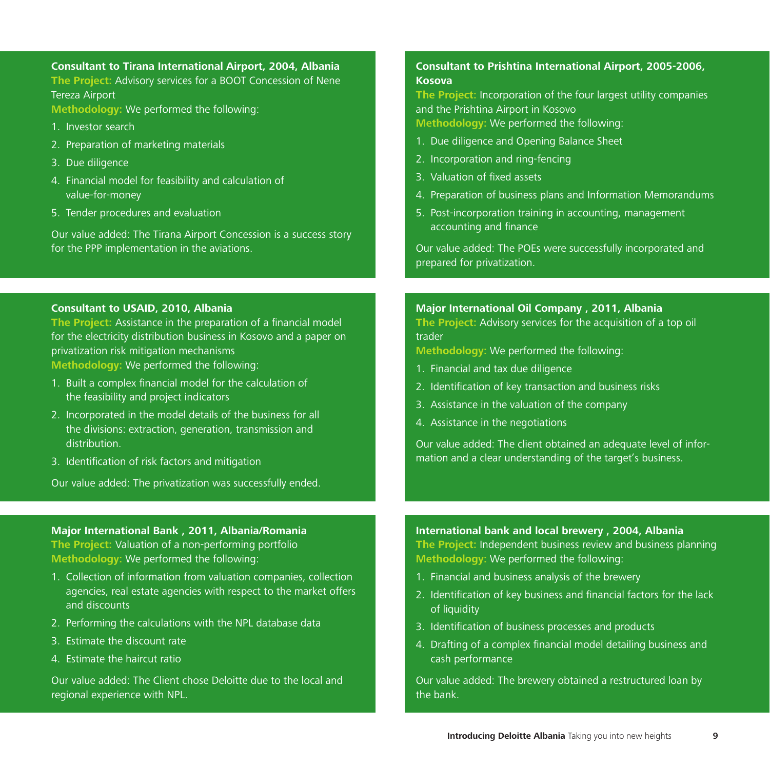### Consultant to Tirana International Airport, 2004, Albania

**The Project:** Advisory services for a BOOT Concession of Nene Tereza Airport

**Methodology:** We performed the following:

1. Investor search
2. Preparation of marketing materials
3. Due diligence
4. Financial model for feasibility and calculation of value-for-money
5. Tender procedures and evaluation

Our value added: The Tirana Airport Concession is a success story for the PPP implementation in the aviations.

### Consultant to Prishtina International Airport, 2005-2006, Kosova

**The Project:** Incorporation of the four largest utility companies and the Prishtina Airport in Kosovo

**Methodology:** We performed the following:

1. Due diligence and Opening Balance Sheet
2. Incorporation and ring-fencing
3. Valuation of fixed assets
4. Preparation of business plans and Information Memorandums
5. Post-incorporation training in accounting, management accounting and finance

Our value added: The POEs were successfully incorporated and prepared for privatization.

### Consultant to USAID, 2010, Albania

**The Project:** Assistance in the preparation of a financial model for the electricity distribution business in Kosovo and a paper on privatization risk mitigation mechanisms

**Methodology:** We performed the following:

1. Built a complex financial model for the calculation of the feasibility and project indicators
2. Incorporated in the model details of the business for all the divisions: extraction, generation, transmission and distribution.
3. Identification of risk factors and mitigation

Our value added: The privatization was successfully ended.

### Major International Oil Company , 2011, Albania

**The Project:** Advisory services for the acquisition of a top oil trader

**Methodology:** We performed the following:

1. Financial and tax due diligence
2. Identification of key transaction and business risks
3. Assistance in the valuation of the company
4. Assistance in the negotiations

Our value added: The client obtained an adequate level of information and a clear understanding of the target's business.

### Major International Bank , 2011, Albania/Romania

**The Project:** Valuation of a non-performing portfolio

**Methodology:** We performed the following:

1. Collection of information from valuation companies, collection agencies, real estate agencies with respect to the market offers and discounts
2. Performing the calculations with the NPL database data
3. Estimate the discount rate
4. Estimate the haircut ratio

Our value added: The Client chose Deloitte due to the local and regional experience with NPL.

### International bank and local brewery , 2004, Albania

**The Project:** Independent business review and business planning

**Methodology:** We performed the following:

1. Financial and business analysis of the brewery
2. Identification of key business and financial factors for the lack of liquidity
3. Identification of business processes and products
4. Drafting of a complex financial model detailing business and cash performance

Our value added: The brewery obtained a restructured loan by the bank.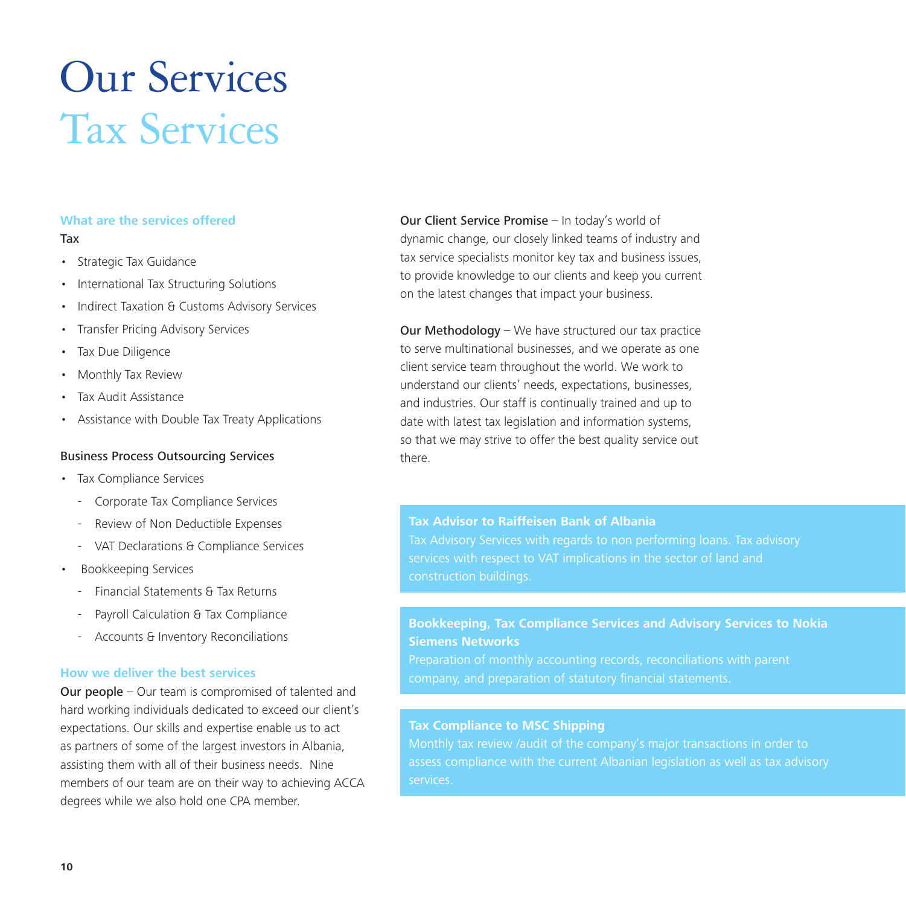# Our Services
## Tax Services

### What are the services offered

**Tax**

- Strategic Tax Guidance
- International Tax Structuring Solutions
- Indirect Taxation & Customs Advisory Services
- Transfer Pricing Advisory Services
- Tax Due Diligence
- Monthly Tax Review
- Tax Audit Assistance
- Assistance with Double Tax Treaty Applications

**Business Process Outsourcing Services**

- Tax Compliance Services
  - Corporate Tax Compliance Services
  - Review of Non Deductible Expenses
  - VAT Declarations & Compliance Services
- Bookkeeping Services
  - Financial Statements & Tax Returns
  - Payroll Calculation & Tax Compliance
  - Accounts & Inventory Reconciliations

### How we deliver the best services

**Our people** – Our team is compromised of talented and hard working individuals dedicated to exceed our client's expectations. Our skills and expertise enable us to act as partners of some of the largest investors in Albania, assisting them with all of their business needs. Nine members of our team are on their way to achieving ACCA degrees while we also hold one CPA member.

**Our Client Service Promise** – In today's world of dynamic change, our closely linked teams of industry and tax service specialists monitor key tax and business issues, to provide knowledge to our clients and keep you current on the latest changes that impact your business.

**Our Methodology** – We have structured our tax practice to serve multinational businesses, and we operate as one client service team throughout the world. We work to understand our clients' needs, expectations, businesses, and industries. Our staff is continually trained and up to date with latest tax legislation and information systems, so that we may strive to offer the best quality service out there.

**Tax Advisor to Raiffeisen Bank of Albania**

Tax Advisory Services with regards to non performing loans. Tax advisory services with respect to VAT implications in the sector of land and construction buildings.

**Bookkeeping, Tax Compliance Services and Advisory Services to Nokia Siemens Networks**

Preparation of monthly accounting records, reconciliations with parent company, and preparation of statutory financial statements.

**Tax Compliance to MSC Shipping**

Monthly tax review /audit of the company's major transactions in order to assess compliance with the current Albanian legislation as well as tax advisory services.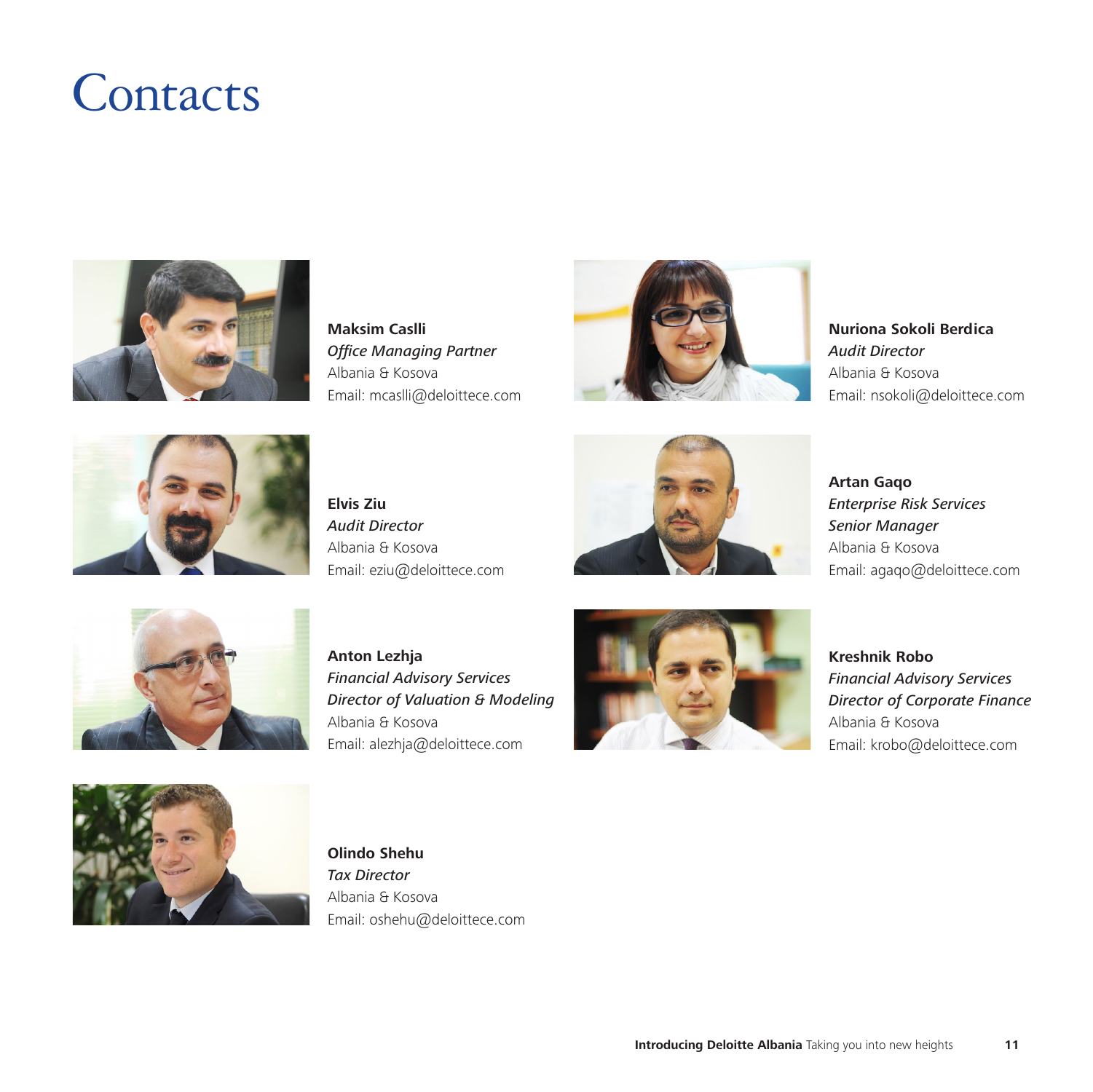# Contacts

**Maksim Caslli**
*Office Managing Partner*
Albania & Kosova
Email: mcaslli@deloittece.com

**Nuriona Sokoli Berdica**
*Audit Director*
Albania & Kosova
Email: nsokoli@deloittece.com

**Elvis Ziu**
*Audit Director*
Albania & Kosova
Email: eziu@deloittece.com

**Artan Gaqo**
*Enterprise Risk Services*
*Senior Manager*
Albania & Kosova
Email: agaqo@deloittece.com

**Anton Lezhja**
*Financial Advisory Services*
*Director of Valuation & Modeling*
Albania & Kosova
Email: alezhja@deloittece.com

**Kreshnik Robo**
*Financial Advisory Services*
*Director of Corporate Finance*
Albania & Kosova
Email: krobo@deloittece.com

**Olindo Shehu**
*Tax Director*
Albania & Kosova
Email: oshehu@deloittece.com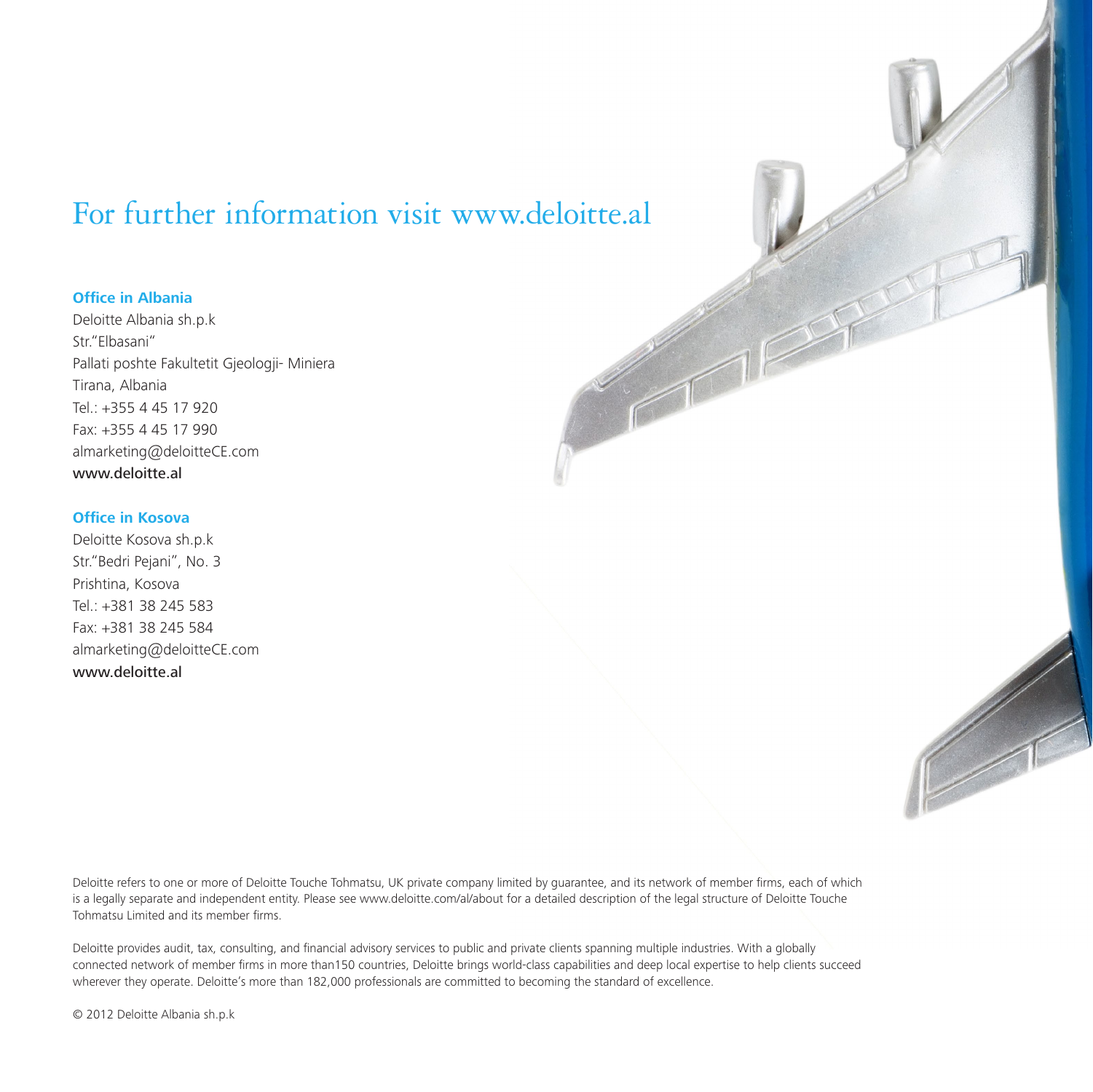# For further information visit www.deloitte.al

**Office in Albania**

Deloitte Albania sh.p.k
Str."Elbasani"
Pallati poshte Fakultetit Gjeologji- Miniera
Tirana, Albania
Tel.: +355 4 45 17 920
Fax: +355 4 45 17 990
almarketing@deloitteCE.com
**www.deloitte.al**

**Office in Kosova**

Deloitte Kosova sh.p.k
Str."Bedri Pejani", No. 3
Prishtina, Kosova
Tel.: +381 38 245 583
Fax: +381 38 245 584
almarketing@deloitteCE.com
**www.deloitte.al**

Deloitte refers to one or more of Deloitte Touche Tohmatsu, UK private company limited by guarantee, and its network of member firms, each of which is a legally separate and independent entity. Please see www.deloitte.com/al/about for a detailed description of the legal structure of Deloitte Touche Tohmatsu Limited and its member firms.

Deloitte provides audit, tax, consulting, and financial advisory services to public and private clients spanning multiple industries. With a globally connected network of member firms in more than150 countries, Deloitte brings world-class capabilities and deep local expertise to help clients succeed wherever they operate. Deloitte's more than 182,000 professionals are committed to becoming the standard of excellence.

© 2012 Deloitte Albania sh.p.k